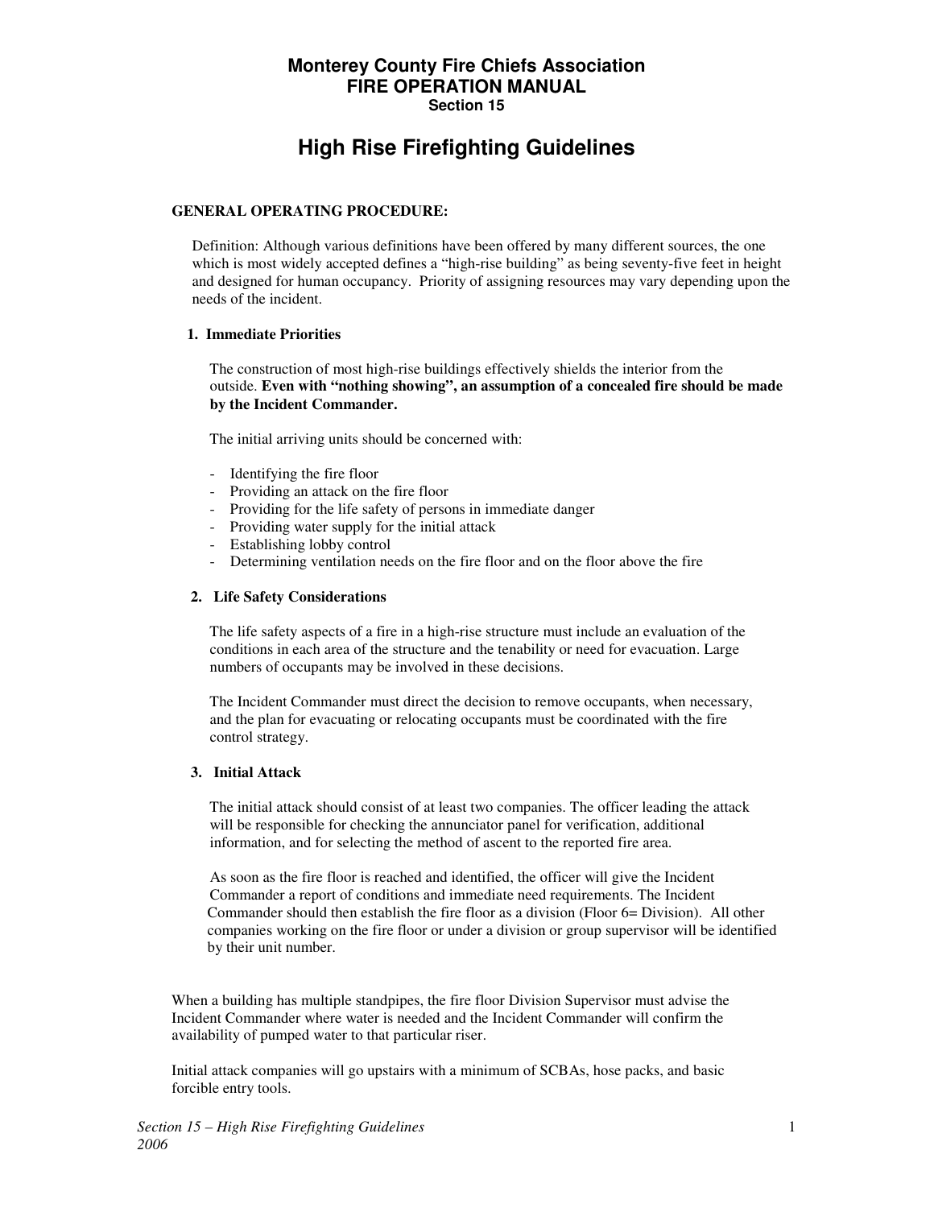# Monterey County Fire Chiefs Association
## FIRE OPERATION MANUAL
### Section 15

# High Rise Firefighting Guidelines

**GENERAL OPERATING PROCEDURE:**

Definition: Although various definitions have been offered by many different sources, the one which is most widely accepted defines a "high-rise building" as being seventy-five feet in height and designed for human occupancy. Priority of assigning resources may vary depending upon the needs of the incident.

**1. Immediate Priorities**

The construction of most high-rise buildings effectively shields the interior from the outside. **Even with "nothing showing", an assumption of a concealed fire should be made by the Incident Commander.**

The initial arriving units should be concerned with:

- Identifying the fire floor
- Providing an attack on the fire floor
- Providing for the life safety of persons in immediate danger
- Providing water supply for the initial attack
- Establishing lobby control
- Determining ventilation needs on the fire floor and on the floor above the fire

**2. Life Safety Considerations**

The life safety aspects of a fire in a high-rise structure must include an evaluation of the conditions in each area of the structure and the tenability or need for evacuation. Large numbers of occupants may be involved in these decisions.

The Incident Commander must direct the decision to remove occupants, when necessary, and the plan for evacuating or relocating occupants must be coordinated with the fire control strategy.

**3. Initial Attack**

The initial attack should consist of at least two companies. The officer leading the attack will be responsible for checking the annunciator panel for verification, additional information, and for selecting the method of ascent to the reported fire area.

As soon as the fire floor is reached and identified, the officer will give the Incident Commander a report of conditions and immediate need requirements. The Incident Commander should then establish the fire floor as a division (Floor 6= Division). All other companies working on the fire floor or under a division or group supervisor will be identified by their unit number.

When a building has multiple standpipes, the fire floor Division Supervisor must advise the Incident Commander where water is needed and the Incident Commander will confirm the availability of pumped water to that particular riser.

Initial attack companies will go upstairs with a minimum of SCBAs, hose packs, and basic forcible entry tools.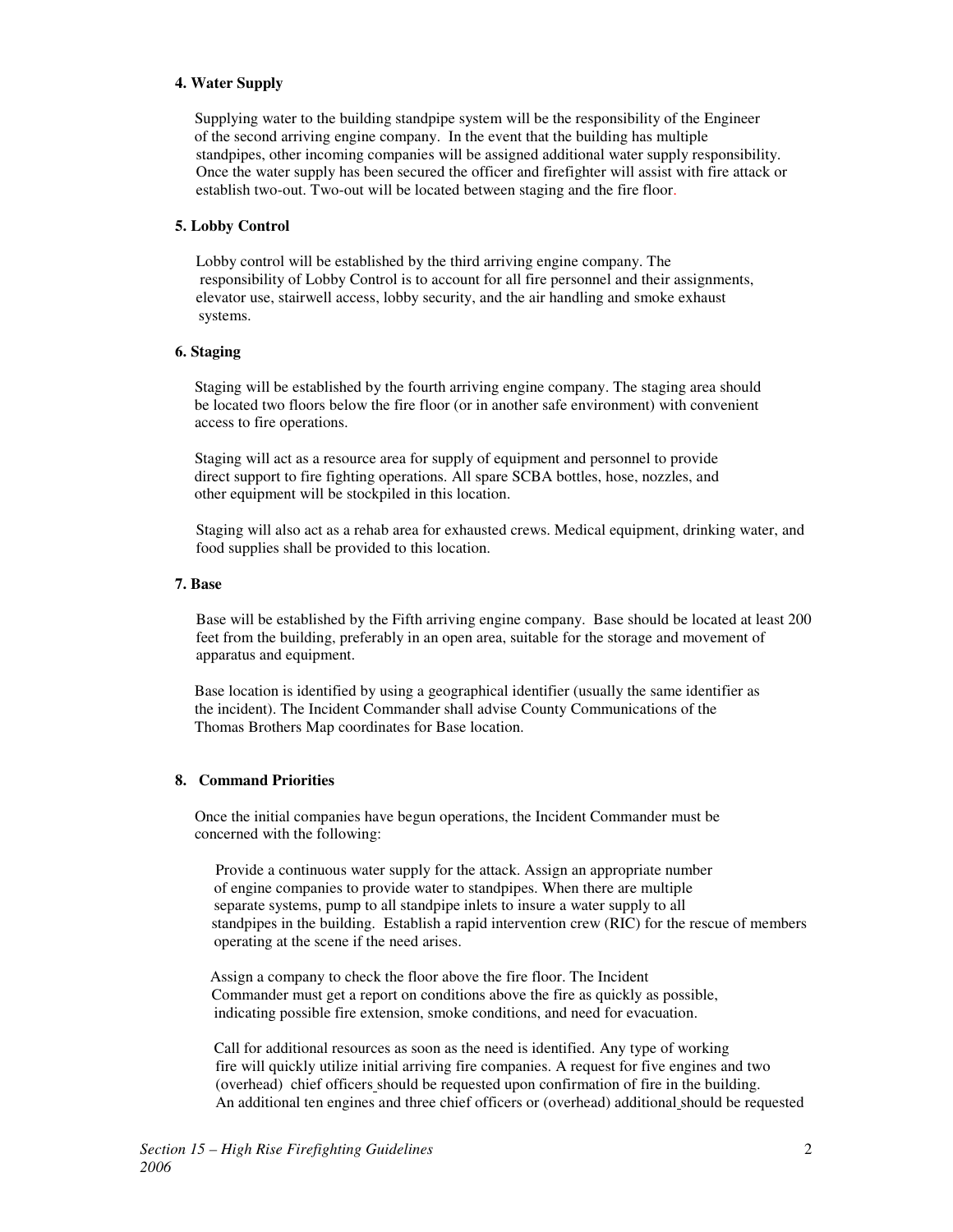**4. Water Supply**

Supplying water to the building standpipe system will be the responsibility of the Engineer of the second arriving engine company. In the event that the building has multiple standpipes, other incoming companies will be assigned additional water supply responsibility. Once the water supply has been secured the officer and firefighter will assist with fire attack or establish two-out. Two-out will be located between staging and the fire floor.

**5. Lobby Control**

Lobby control will be established by the third arriving engine company. The responsibility of Lobby Control is to account for all fire personnel and their assignments, elevator use, stairwell access, lobby security, and the air handling and smoke exhaust systems.

**6. Staging**

Staging will be established by the fourth arriving engine company. The staging area should be located two floors below the fire floor (or in another safe environment) with convenient access to fire operations.

Staging will act as a resource area for supply of equipment and personnel to provide direct support to fire fighting operations. All spare SCBA bottles, hose, nozzles, and other equipment will be stockpiled in this location.

Staging will also act as a rehab area for exhausted crews. Medical equipment, drinking water, and food supplies shall be provided to this location.

**7. Base**

Base will be established by the Fifth arriving engine company. Base should be located at least 200 feet from the building, preferably in an open area, suitable for the storage and movement of apparatus and equipment.

Base location is identified by using a geographical identifier (usually the same identifier as the incident). The Incident Commander shall advise County Communications of the Thomas Brothers Map coordinates for Base location.

**8. Command Priorities**

Once the initial companies have begun operations, the Incident Commander must be concerned with the following:

Provide a continuous water supply for the attack. Assign an appropriate number of engine companies to provide water to standpipes. When there are multiple separate systems, pump to all standpipe inlets to insure a water supply to all standpipes in the building. Establish a rapid intervention crew (RIC) for the rescue of members operating at the scene if the need arises.

Assign a company to check the floor above the fire floor. The Incident Commander must get a report on conditions above the fire as quickly as possible, indicating possible fire extension, smoke conditions, and need for evacuation.

Call for additional resources as soon as the need is identified. Any type of working fire will quickly utilize initial arriving fire companies. A request for five engines and two (overhead) chief officers should be requested upon confirmation of fire in the building. An additional ten engines and three chief officers or (overhead) additional should be requested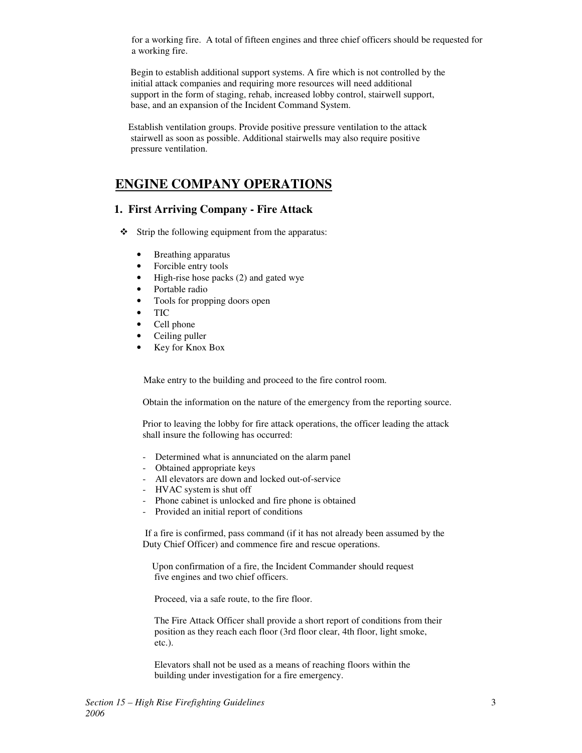for a working fire. A total of fifteen engines and three chief officers should be requested for a working fire.

Begin to establish additional support systems. A fire which is not controlled by the initial attack companies and requiring more resources will need additional support in the form of staging, rehab, increased lobby control, stairwell support, base, and an expansion of the Incident Command System.

Establish ventilation groups. Provide positive pressure ventilation to the attack stairwell as soon as possible. Additional stairwells may also require positive pressure ventilation.

## ENGINE COMPANY OPERATIONS

### 1. First Arriving Company - Fire Attack

❖ Strip the following equipment from the apparatus:

- Breathing apparatus
- Forcible entry tools
- High-rise hose packs (2) and gated wye
- Portable radio
- Tools for propping doors open
- TIC
- Cell phone
- Ceiling puller
- Key for Knox Box

Make entry to the building and proceed to the fire control room.

Obtain the information on the nature of the emergency from the reporting source.

Prior to leaving the lobby for fire attack operations, the officer leading the attack shall insure the following has occurred:

- Determined what is annunciated on the alarm panel
- Obtained appropriate keys
- All elevators are down and locked out-of-service
- HVAC system is shut off
- Phone cabinet is unlocked and fire phone is obtained
- Provided an initial report of conditions

If a fire is confirmed, pass command (if it has not already been assumed by the Duty Chief Officer) and commence fire and rescue operations.

Upon confirmation of a fire, the Incident Commander should request five engines and two chief officers.

Proceed, via a safe route, to the fire floor.

The Fire Attack Officer shall provide a short report of conditions from their position as they reach each floor (3rd floor clear, 4th floor, light smoke, etc.).

Elevators shall not be used as a means of reaching floors within the building under investigation for a fire emergency.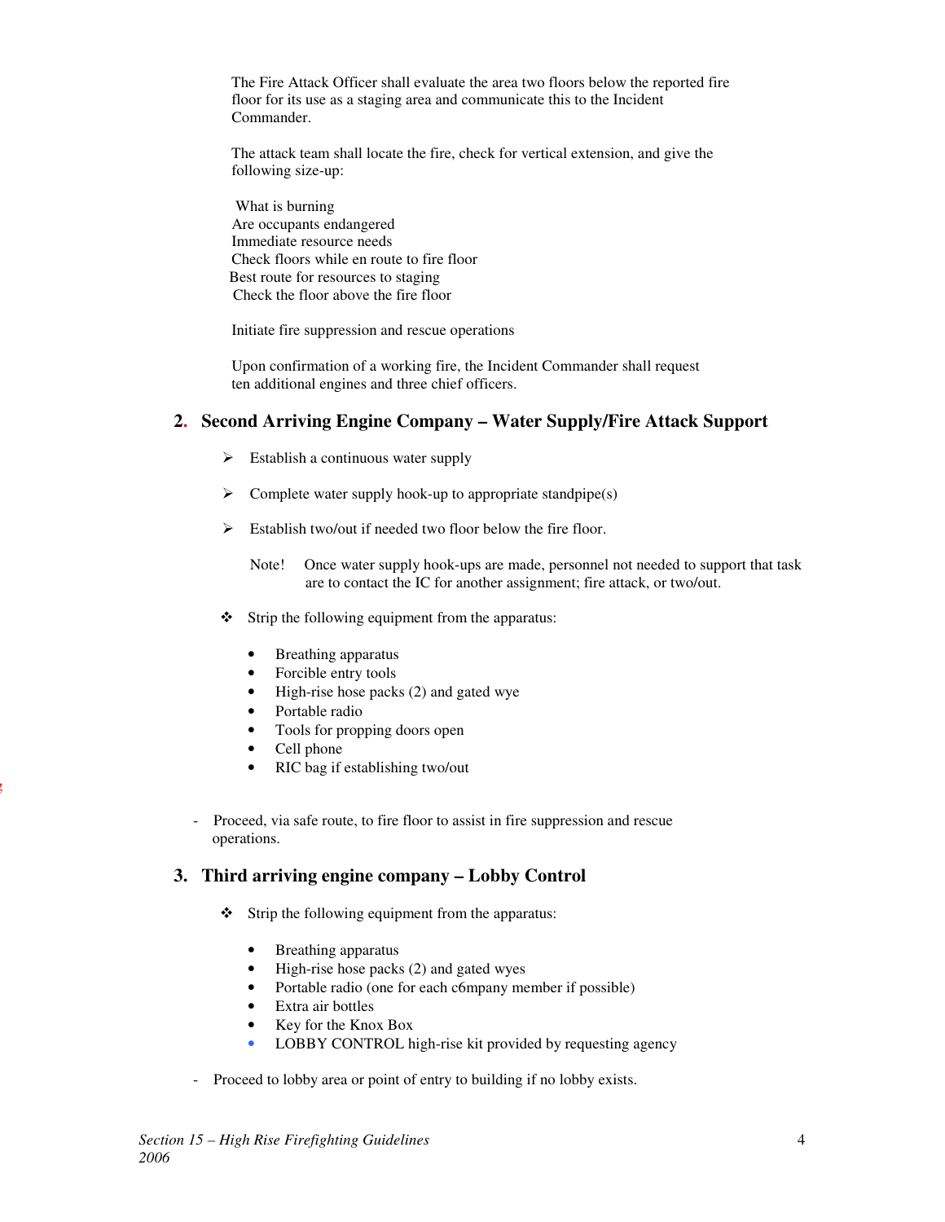The Fire Attack Officer shall evaluate the area two floors below the reported fire floor for its use as a staging area and communicate this to the Incident Commander.

The attack team shall locate the fire, check for vertical extension, and give the following size-up:

What is burning
Are occupants endangered
Immediate resource needs
Check floors while en route to fire floor
Best route for resources to staging
Check the floor above the fire floor

Initiate fire suppression and rescue operations

Upon confirmation of a working fire, the Incident Commander shall request ten additional engines and three chief officers.

## 2. Second Arriving Engine Company – Water Supply/Fire Attack Support

- Establish a continuous water supply
- Complete water supply hook-up to appropriate standpipe(s)
- Establish two/out if needed two floor below the fire floor.

  Note! Once water supply hook-ups are made, personnel not needed to support that task are to contact the IC for another assignment; fire attack, or two/out.

- Strip the following equipment from the apparatus:
  - Breathing apparatus
  - Forcible entry tools
  - High-rise hose packs (2) and gated wye
  - Portable radio
  - Tools for propping doors open
  - Cell phone
  - RIC bag if establishing two/out

- Proceed, via safe route, to fire floor to assist in fire suppression and rescue operations.

## 3. Third arriving engine company – Lobby Control

- Strip the following equipment from the apparatus:
  - Breathing apparatus
  - High-rise hose packs (2) and gated wyes
  - Portable radio (one for each c6mpany member if possible)
  - Extra air bottles
  - Key for the Knox Box
  - LOBBY CONTROL high-rise kit provided by requesting agency

- Proceed to lobby area or point of entry to building if no lobby exists.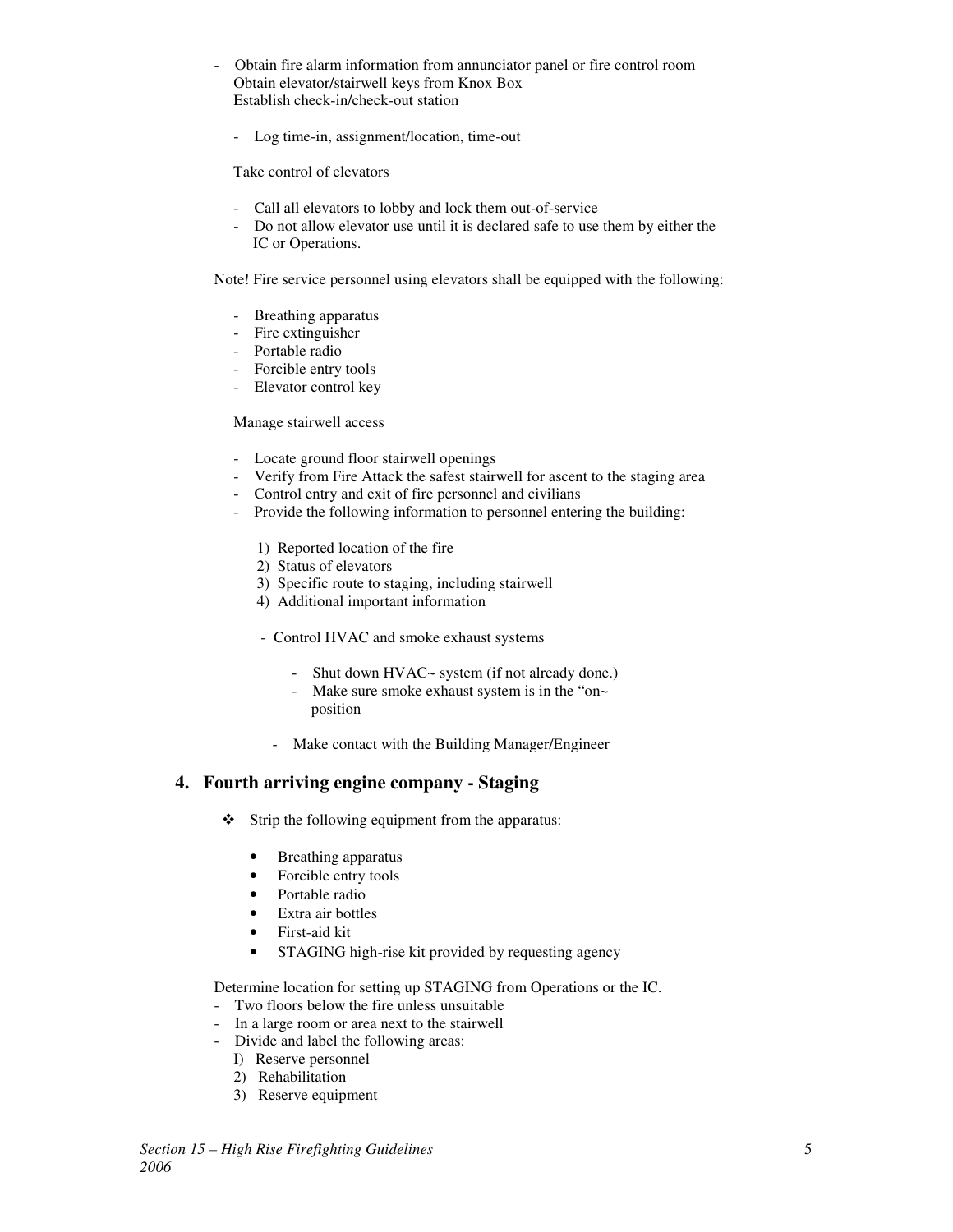- Obtain fire alarm information from annunciator panel or fire control room
  Obtain elevator/stairwell keys from Knox Box
  Establish check-in/check-out station

  - Log time-in, assignment/location, time-out

  Take control of elevators

  - Call all elevators to lobby and lock them out-of-service
  - Do not allow elevator use until it is declared safe to use them by either the IC or Operations.

Note! Fire service personnel using elevators shall be equipped with the following:

- Breathing apparatus
- Fire extinguisher
- Portable radio
- Forcible entry tools
- Elevator control key

Manage stairwell access

- Locate ground floor stairwell openings
- Verify from Fire Attack the safest stairwell for ascent to the staging area
- Control entry and exit of fire personnel and civilians
- Provide the following information to personnel entering the building:

  1) Reported location of the fire
  2) Status of elevators
  3) Specific route to staging, including stairwell
  4) Additional important information

  - Control HVAC and smoke exhaust systems

    - Shut down HVAC~ system (if not already done.)
    - Make sure smoke exhaust system is in the "on~ position

  - Make contact with the Building Manager/Engineer

## 4. Fourth arriving engine company - Staging

❖ Strip the following equipment from the apparatus:

- Breathing apparatus
- Forcible entry tools
- Portable radio
- Extra air bottles
- First-aid kit
- STAGING high-rise kit provided by requesting agency

Determine location for setting up STAGING from Operations or the IC.
- Two floors below the fire unless unsuitable
- In a large room or area next to the stairwell
- Divide and label the following areas:
  I) Reserve personnel
  2) Rehabilitation
  3) Reserve equipment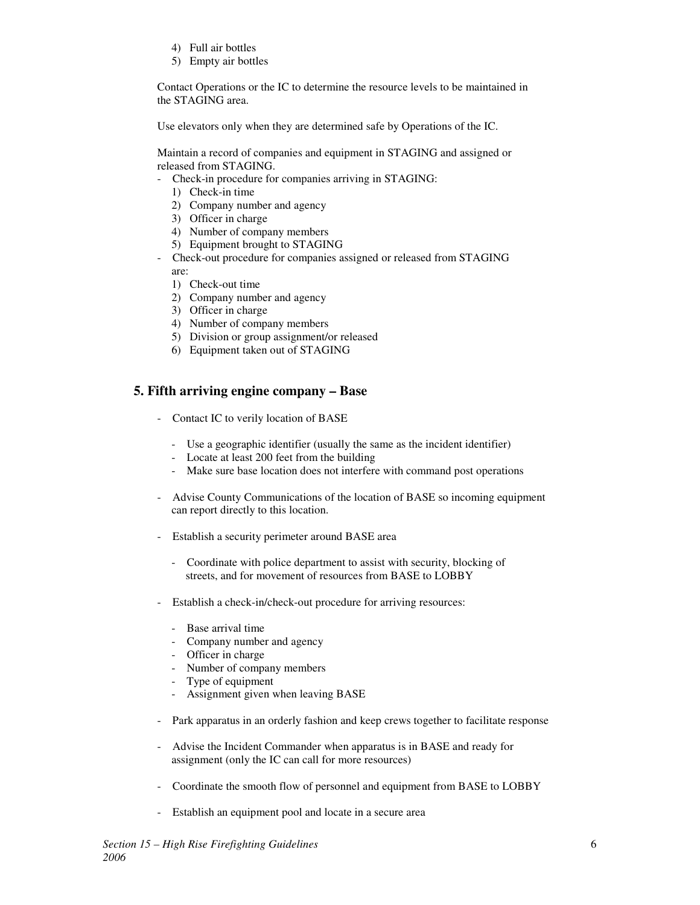4) Full air bottles
5) Empty air bottles

Contact Operations or the IC to determine the resource levels to be maintained in the STAGING area.

Use elevators only when they are determined safe by Operations of the IC.

Maintain a record of companies and equipment in STAGING and assigned or released from STAGING.

- Check-in procedure for companies arriving in STAGING:
  1) Check-in time
  2) Company number and agency
  3) Officer in charge
  4) Number of company members
  5) Equipment brought to STAGING
- Check-out procedure for companies assigned or released from STAGING are:
  1) Check-out time
  2) Company number and agency
  3) Officer in charge
  4) Number of company members
  5) Division or group assignment/or released
  6) Equipment taken out of STAGING

## 5. Fifth arriving engine company – Base

- Contact IC to verily location of BASE
  - Use a geographic identifier (usually the same as the incident identifier)
  - Locate at least 200 feet from the building
  - Make sure base location does not interfere with command post operations
- Advise County Communications of the location of BASE so incoming equipment can report directly to this location.
- Establish a security perimeter around BASE area
  - Coordinate with police department to assist with security, blocking of streets, and for movement of resources from BASE to LOBBY
- Establish a check-in/check-out procedure for arriving resources:
  - Base arrival time
  - Company number and agency
  - Officer in charge
  - Number of company members
  - Type of equipment
  - Assignment given when leaving BASE
- Park apparatus in an orderly fashion and keep crews together to facilitate response
- Advise the Incident Commander when apparatus is in BASE and ready for assignment (only the IC can call for more resources)
- Coordinate the smooth flow of personnel and equipment from BASE to LOBBY
- Establish an equipment pool and locate in a secure area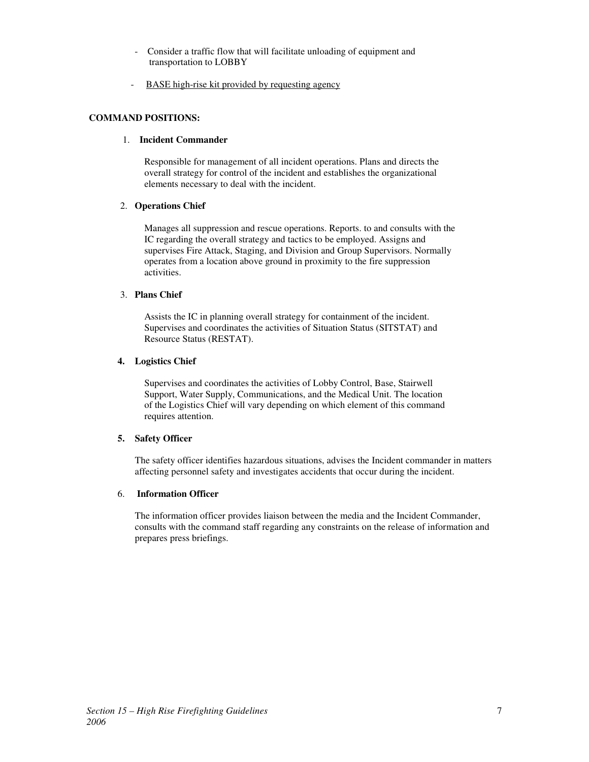- Consider a traffic flow that will facilitate unloading of equipment and transportation to LOBBY
- BASE high-rise kit provided by requesting agency

**COMMAND POSITIONS:**

1. **Incident Commander**

   Responsible for management of all incident operations. Plans and directs the overall strategy for control of the incident and establishes the organizational elements necessary to deal with the incident.

2. **Operations Chief**

   Manages all suppression and rescue operations. Reports. to and consults with the IC regarding the overall strategy and tactics to be employed. Assigns and supervises Fire Attack, Staging, and Division and Group Supervisors. Normally operates from a location above ground in proximity to the fire suppression activities.

3. **Plans Chief**

   Assists the IC in planning overall strategy for containment of the incident. Supervises and coordinates the activities of Situation Status (SITSTAT) and Resource Status (RESTAT).

4. **Logistics Chief**

   Supervises and coordinates the activities of Lobby Control, Base, Stairwell Support, Water Supply, Communications, and the Medical Unit. The location of the Logistics Chief will vary depending on which element of this command requires attention.

5. **Safety Officer**

   The safety officer identifies hazardous situations, advises the Incident commander in matters affecting personnel safety and investigates accidents that occur during the incident.

6. **Information Officer**

   The information officer provides liaison between the media and the Incident Commander, consults with the command staff regarding any constraints on the release of information and prepares press briefings.